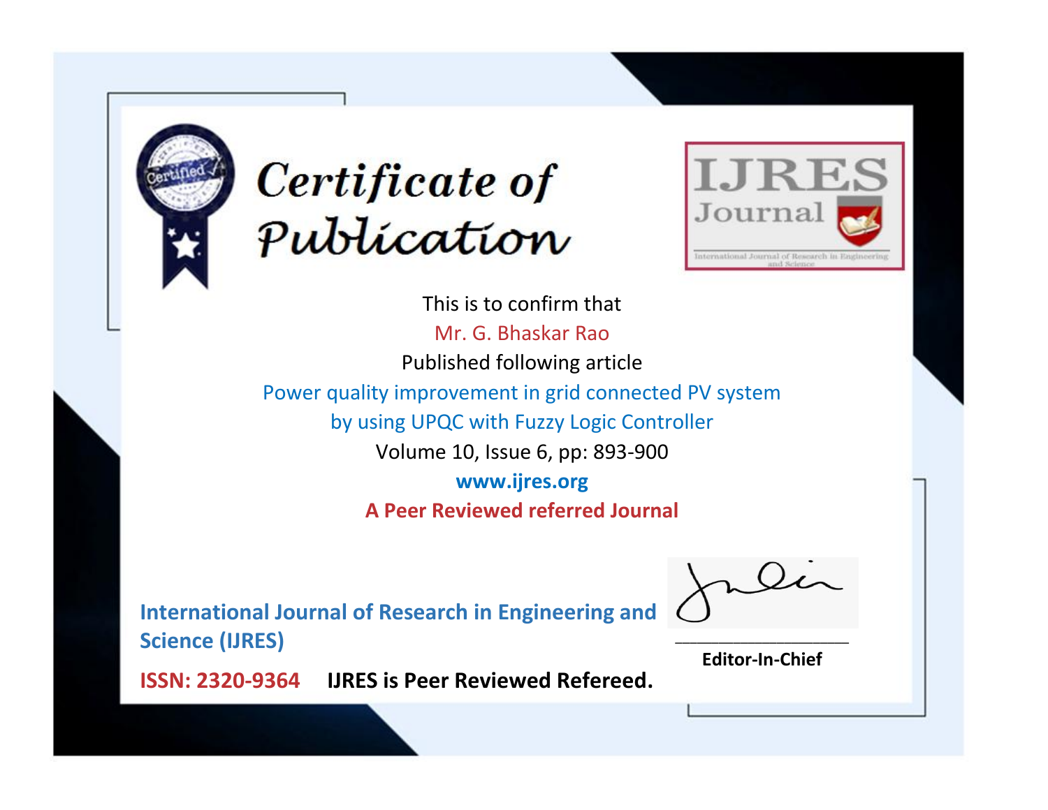# Certificate of Publication

IJRES Journal

International Journal of Research in Engineering and Science

This is to confirm that

Mr. G. Bhaskar Rao

Published following article

Power quality improvement in grid connected PV system by using UPQC with Fuzzy Logic Controller

Volume 10, Issue 6, pp: 893-900

**www.ijres.org**

**A Peer Reviewed referred Journal**

**International Journal of Research in Engineering and Science (IJRES)**

**ISSN: 2320-9364** **IJRES is Peer Reviewed Refereed.**

**Editor-In-Chief**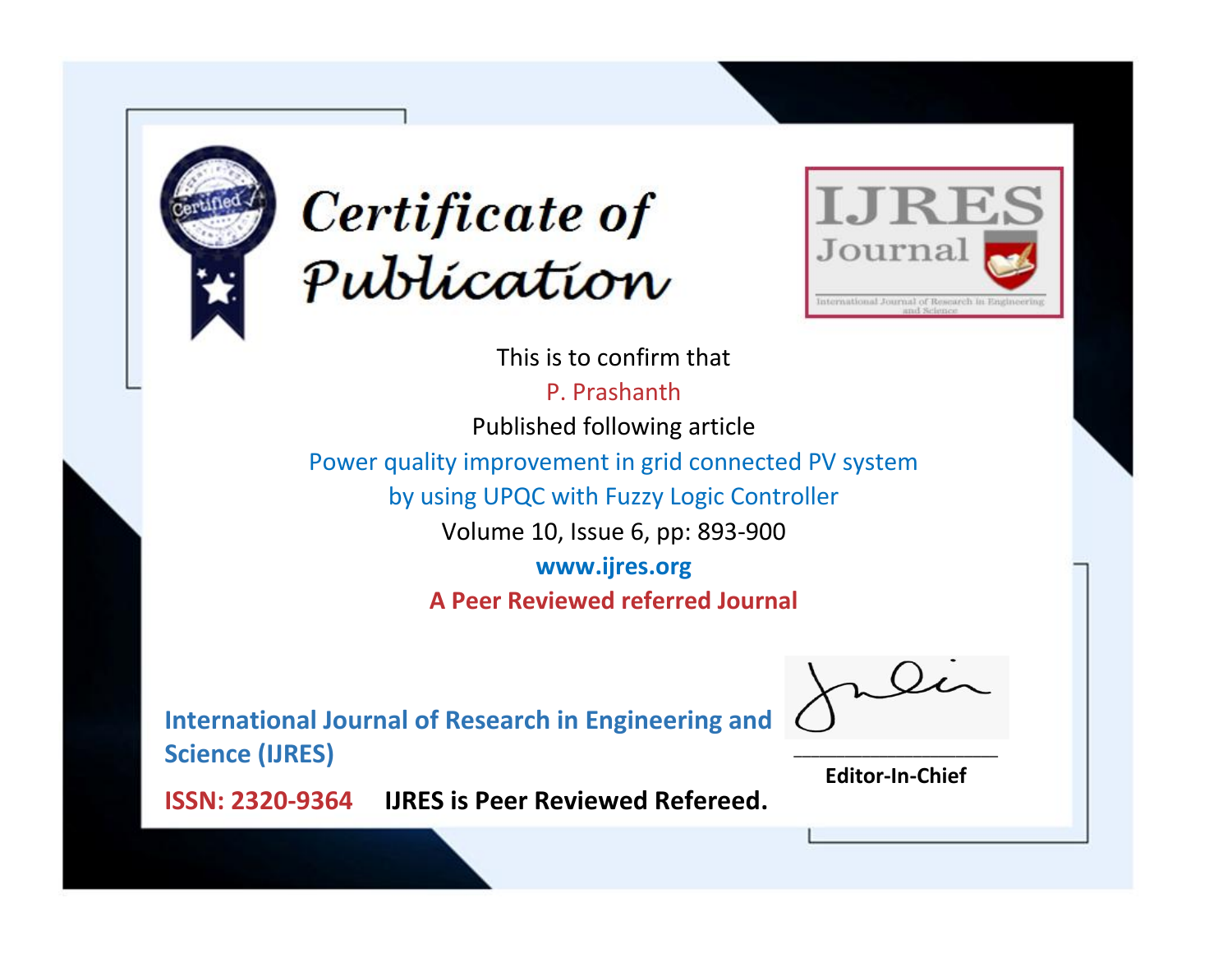# Certificate of Publication

IJRES Journal

International Journal of Research in Engineering and Science

This is to confirm that

P. Prashanth

Published following article

Power quality improvement in grid connected PV system by using UPQC with Fuzzy Logic Controller

Volume 10, Issue 6, pp: 893-900

**www.ijres.org**

**A Peer Reviewed referred Journal**

**International Journal of Research in Engineering and Science (IJRES)**

**ISSN: 2320-9364** **IJRES is Peer Reviewed Refereed.**

**Editor-In-Chief**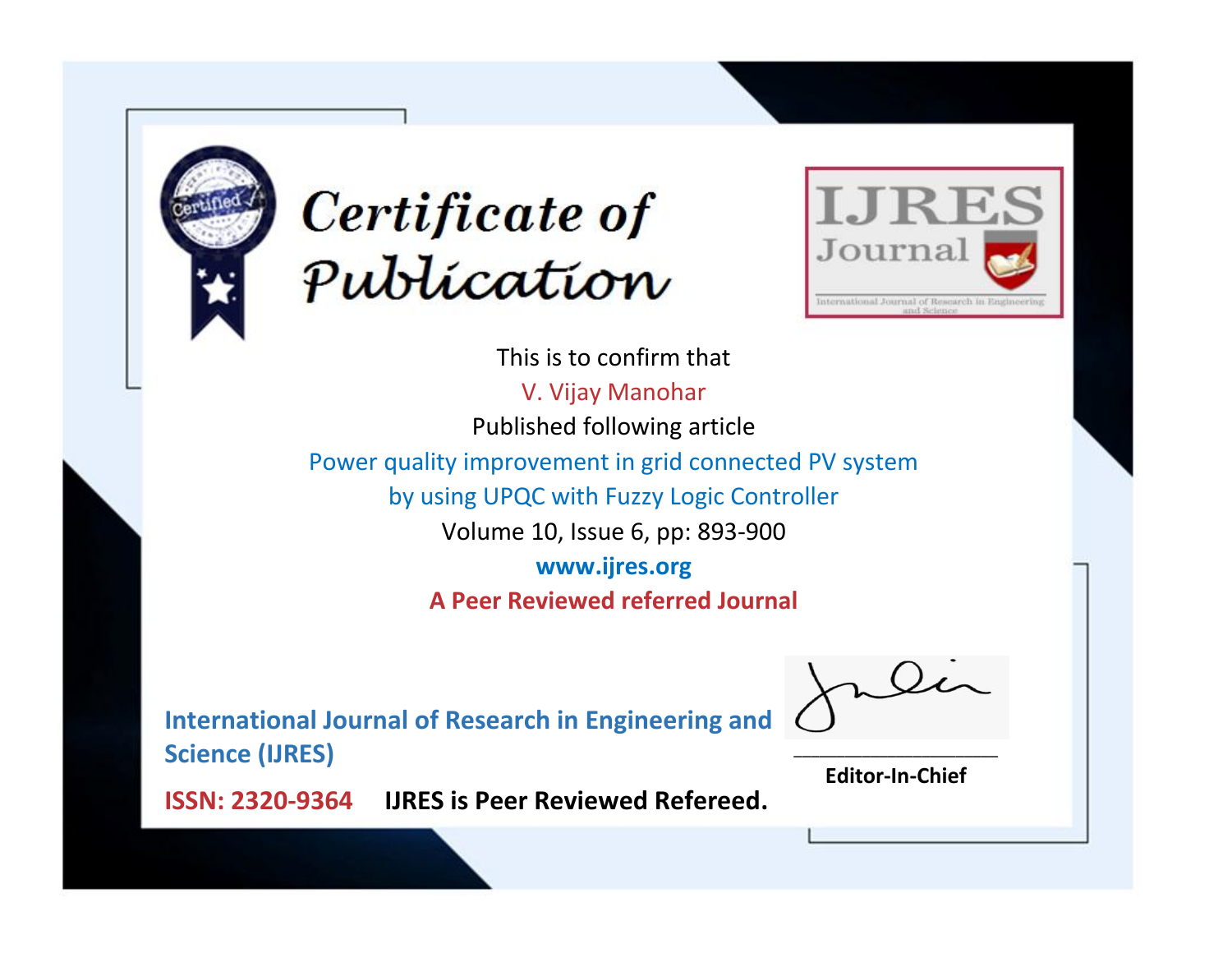# Certificate of Publication

**IJRES Journal**

International Journal of Research in Engineering and Science

This is to confirm that

V. Vijay Manohar

Published following article

Power quality improvement in grid connected PV system by using UPQC with Fuzzy Logic Controller

Volume 10, Issue 6, pp: 893-900

**www.ijres.org**

**A Peer Reviewed referred Journal**

**International Journal of Research in Engineering and Science (IJRES)**

**ISSN: 2320-9364** **IJRES is Peer Reviewed Refereed.**

**Editor-In-Chief**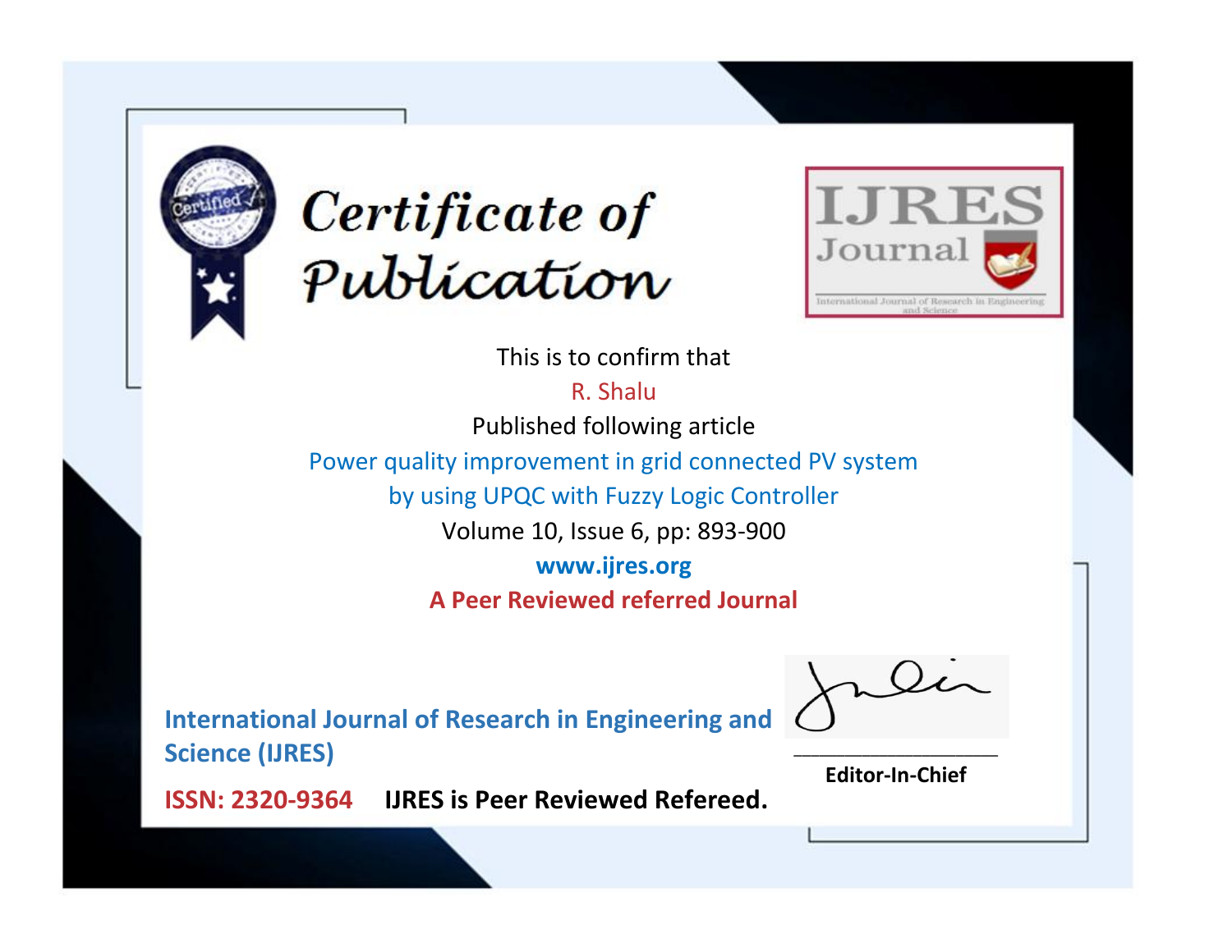# Certificate of Publication

IJRES Journal

International Journal of Research in Engineering and Science

This is to confirm that

R. Shalu

Published following article

Power quality improvement in grid connected PV system by using UPQC with Fuzzy Logic Controller

Volume 10, Issue 6, pp: 893-900

**www.ijres.org**

**A Peer Reviewed referred Journal**

**International Journal of Research in Engineering and Science (IJRES)**

**ISSN: 2320-9364** **IJRES is Peer Reviewed Refereed.**

**Editor-In-Chief**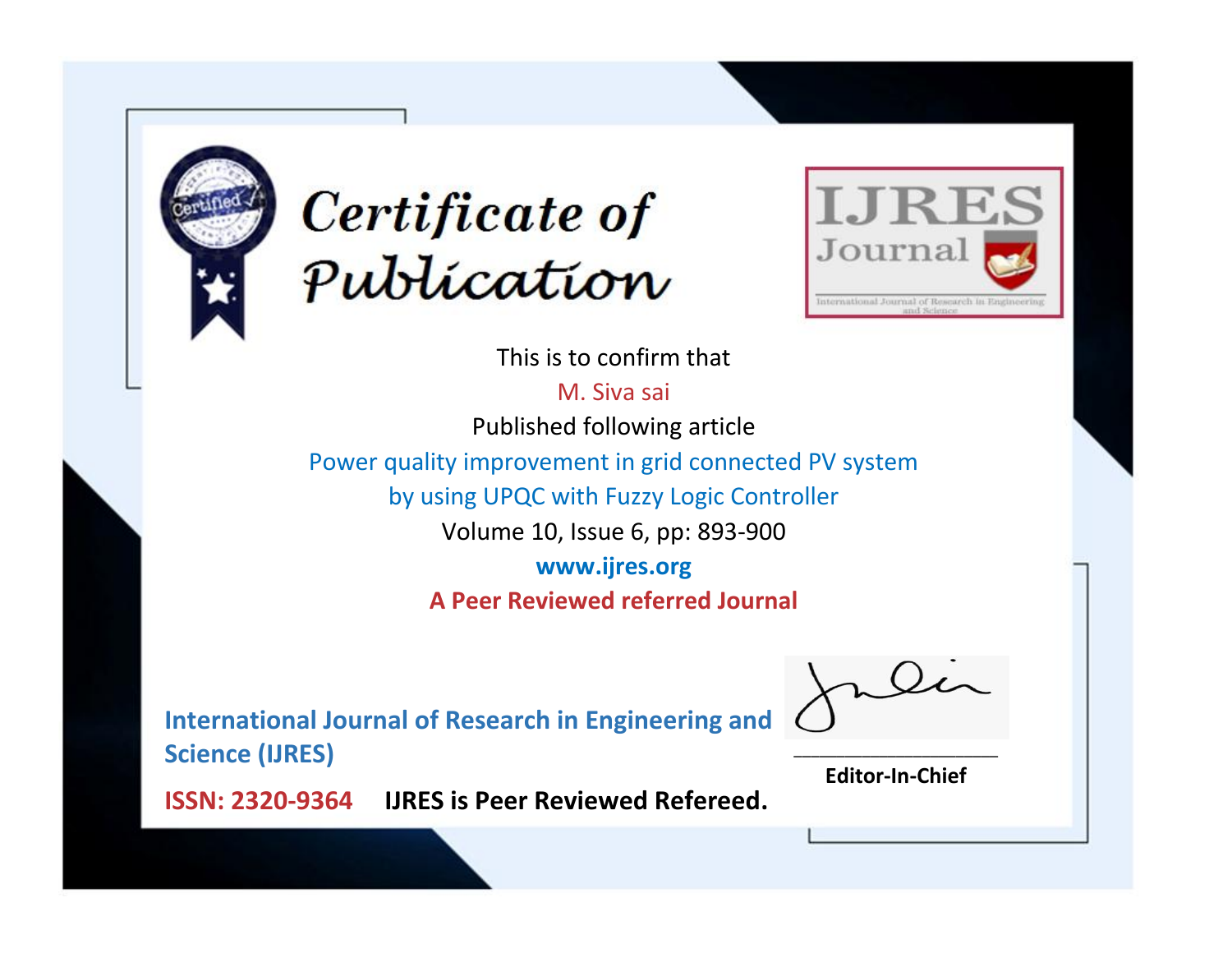# Certificate of Publication

IJRES Journal

International Journal of Research in Engineering and Science

This is to confirm that

M. Siva sai

Published following article

Power quality improvement in grid connected PV system by using UPQC with Fuzzy Logic Controller

Volume 10, Issue 6, pp: 893-900

www.ijres.org

**A Peer Reviewed referred Journal**

**International Journal of Research in Engineering and Science (IJRES)**

**ISSN: 2320-9364** **IJRES is Peer Reviewed Refereed.**

**Editor-In-Chief**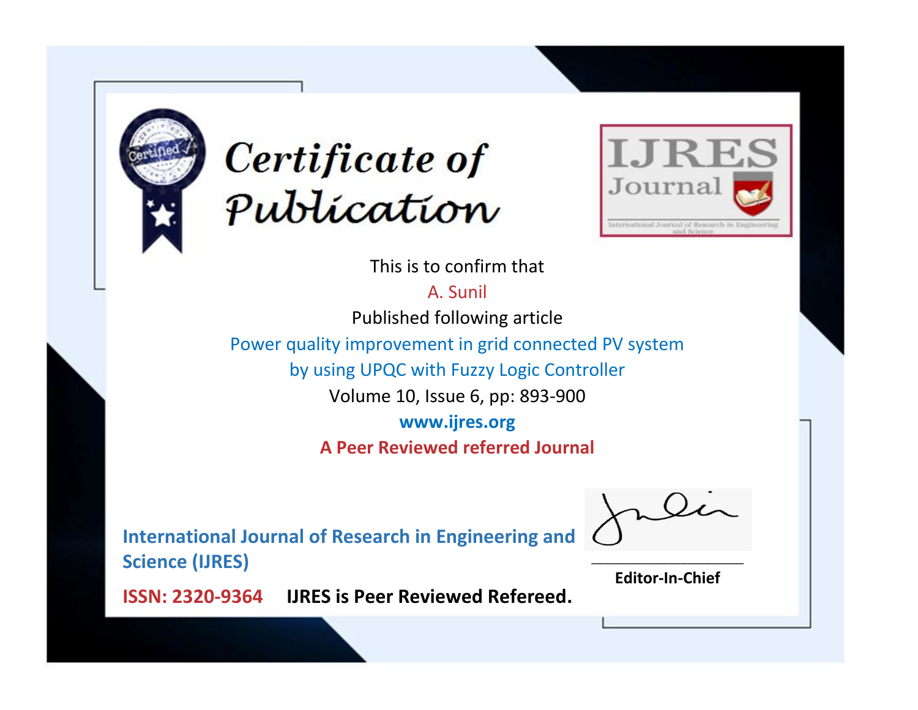# Certificate of Publication

IJRES Journal

International Journal of Research in Engineering and Science

This is to confirm that

A. Sunil

Published following article

Power quality improvement in grid connected PV system by using UPQC with Fuzzy Logic Controller

Volume 10, Issue 6, pp: 893-900

**www.ijres.org**

**A Peer Reviewed referred Journal**

**International Journal of Research in Engineering and Science (IJRES)**

**ISSN: 2320-9364** **IJRES is Peer Reviewed Refereed.**

**Editor-In-Chief**